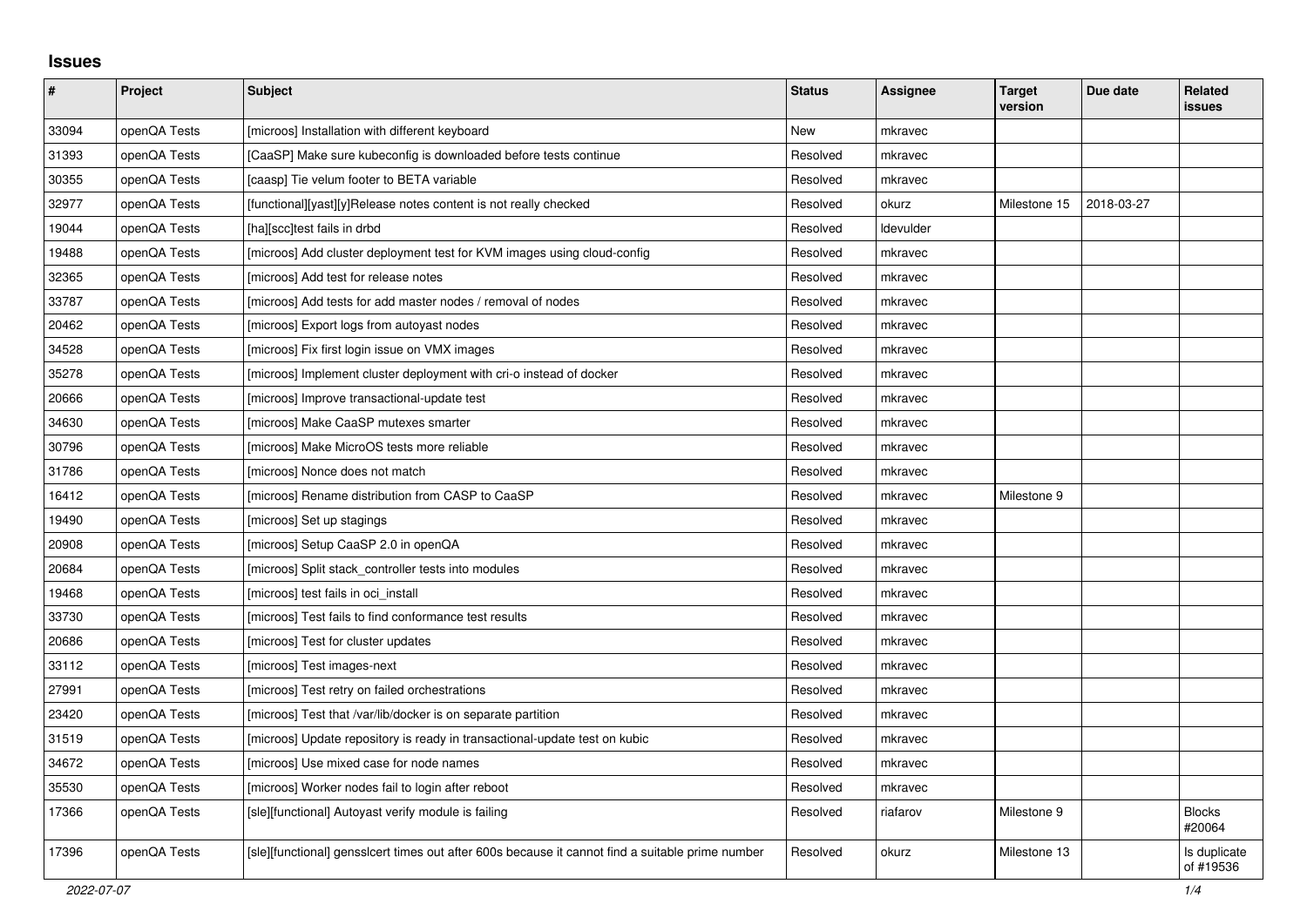## Issues

| # | Project | Subject | Status | Assignee | Target version | Due date | Related issues |
|---|---|---|---|---|---|---|---|
| 33094 | openQA Tests | [microos] Installation with different keyboard | New | mkravec | | | |
| 31393 | openQA Tests | [CaaSP] Make sure kubeconfig is downloaded before tests continue | Resolved | mkravec | | | |
| 30355 | openQA Tests | [caasp] Tie velum footer to BETA variable | Resolved | mkravec | | | |
| 32977 | openQA Tests | [functional][yast][y]Release notes content is not really checked | Resolved | okurz | Milestone 15 | 2018-03-27 | |
| 19044 | openQA Tests | [ha][scc]test fails in drbd | Resolved | ldevulder | | | |
| 19488 | openQA Tests | [microos] Add cluster deployment test for KVM images using cloud-config | Resolved | mkravec | | | |
| 32365 | openQA Tests | [microos] Add test for release notes | Resolved | mkravec | | | |
| 33787 | openQA Tests | [microos] Add tests for add master nodes / removal of nodes | Resolved | mkravec | | | |
| 20462 | openQA Tests | [microos] Export logs from autoyast nodes | Resolved | mkravec | | | |
| 34528 | openQA Tests | [microos] Fix first login issue on VMX images | Resolved | mkravec | | | |
| 35278 | openQA Tests | [microos] Implement cluster deployment with cri-o instead of docker | Resolved | mkravec | | | |
| 20666 | openQA Tests | [microos] Improve transactional-update test | Resolved | mkravec | | | |
| 34630 | openQA Tests | [microos] Make CaaSP mutexes smarter | Resolved | mkravec | | | |
| 30796 | openQA Tests | [microos] Make MicroOS tests more reliable | Resolved | mkravec | | | |
| 31786 | openQA Tests | [microos] Nonce does not match | Resolved | mkravec | | | |
| 16412 | openQA Tests | [microos] Rename distribution from CASP to CaaSP | Resolved | mkravec | Milestone 9 | | |
| 19490 | openQA Tests | [microos] Set up stagings | Resolved | mkravec | | | |
| 20908 | openQA Tests | [microos] Setup CaaSP 2.0 in openQA | Resolved | mkravec | | | |
| 20684 | openQA Tests | [microos] Split stack_controller tests into modules | Resolved | mkravec | | | |
| 19468 | openQA Tests | [microos] test fails in oci_install | Resolved | mkravec | | | |
| 33730 | openQA Tests | [microos] Test fails to find conformance test results | Resolved | mkravec | | | |
| 20686 | openQA Tests | [microos] Test for cluster updates | Resolved | mkravec | | | |
| 33112 | openQA Tests | [microos] Test images-next | Resolved | mkravec | | | |
| 27991 | openQA Tests | [microos] Test retry on failed orchestrations | Resolved | mkravec | | | |
| 23420 | openQA Tests | [microos] Test that /var/lib/docker is on separate partition | Resolved | mkravec | | | |
| 31519 | openQA Tests | [microos] Update repository is ready in transactional-update test on kubic | Resolved | mkravec | | | |
| 34672 | openQA Tests | [microos] Use mixed case for node names | Resolved | mkravec | | | |
| 35530 | openQA Tests | [microos] Worker nodes fail to login after reboot | Resolved | mkravec | | | |
| 17366 | openQA Tests | [sle][functional] Autoyast verify module is failing | Resolved | riafarov | Milestone 9 | | Blocks #20064 |
| 17396 | openQA Tests | [sle][functional] gensslcert times out after 600s because it cannot find a suitable prime number | Resolved | okurz | Milestone 13 | | Is duplicate of #19536 |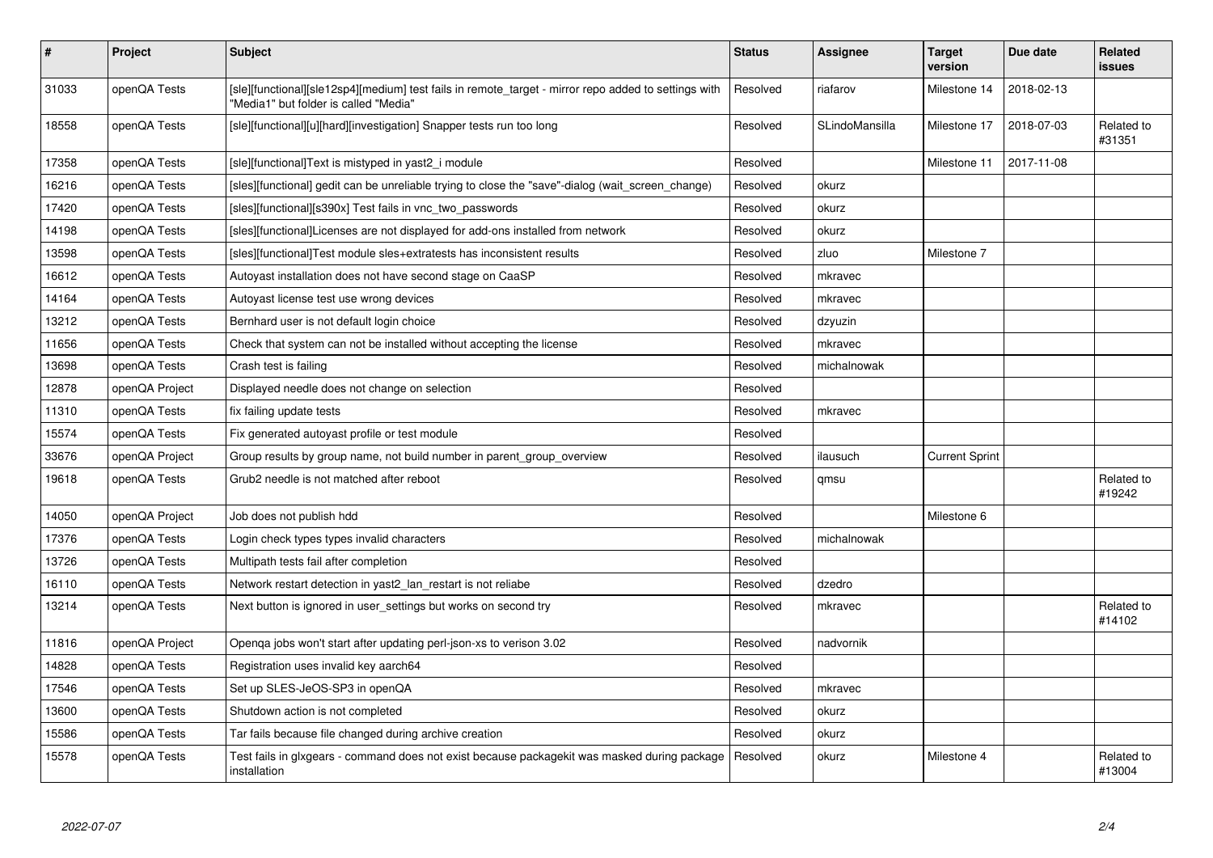| # | Project | Subject | Status | Assignee | Target version | Due date | Related issues |
|---|---|---|---|---|---|---|---|
| 31033 | openQA Tests | [sle][functional][sle12sp4][medium] test fails in remote_target - mirror repo added to settings with "Media1" but folder is called "Media" | Resolved | riafarov | Milestone 14 | 2018-02-13 | |
| 18558 | openQA Tests | [sle][functional][u][hard][investigation] Snapper tests run too long | Resolved | SLindoMansilla | Milestone 17 | 2018-07-03 | Related to #31351 |
| 17358 | openQA Tests | [sle][functional]Text is mistyped in yast2_i module | Resolved | | Milestone 11 | 2017-11-08 | |
| 16216 | openQA Tests | [sles][functional] gedit can be unreliable trying to close the "save"-dialog (wait_screen_change) | Resolved | okurz | | | |
| 17420 | openQA Tests | [sles][functional][s390x] Test fails in vnc_two_passwords | Resolved | okurz | | | |
| 14198 | openQA Tests | [sles][functional]Licenses are not displayed for add-ons installed from network | Resolved | okurz | | | |
| 13598 | openQA Tests | [sles][functional]Test module sles+extratests has inconsistent results | Resolved | zluo | Milestone 7 | | |
| 16612 | openQA Tests | Autoyast installation does not have second stage on CaaSP | Resolved | mkravec | | | |
| 14164 | openQA Tests | Autoyast license test use wrong devices | Resolved | mkravec | | | |
| 13212 | openQA Tests | Bernhard user is not default login choice | Resolved | dzyuzin | | | |
| 11656 | openQA Tests | Check that system can not be installed without accepting the license | Resolved | mkravec | | | |
| 13698 | openQA Tests | Crash test is failing | Resolved | michalnowak | | | |
| 12878 | openQA Project | Displayed needle does not change on selection | Resolved | | | | |
| 11310 | openQA Tests | fix failing update tests | Resolved | mkravec | | | |
| 15574 | openQA Tests | Fix generated autoyast profile or test module | Resolved | | | | |
| 33676 | openQA Project | Group results by group name, not build number in parent_group_overview | Resolved | ilausuch | Current Sprint | | |
| 19618 | openQA Tests | Grub2 needle is not matched after reboot | Resolved | qmsu | | | Related to #19242 |
| 14050 | openQA Project | Job does not publish hdd | Resolved | | Milestone 6 | | |
| 17376 | openQA Tests | Login check types types invalid characters | Resolved | michalnowak | | | |
| 13726 | openQA Tests | Multipath tests fail after completion | Resolved | | | | |
| 16110 | openQA Tests | Network restart detection in yast2_lan_restart is not reliabe | Resolved | dzedro | | | |
| 13214 | openQA Tests | Next button is ignored in user_settings but works on second try | Resolved | mkravec | | | Related to #14102 |
| 11816 | openQA Project | Openqa jobs won't start after updating perl-json-xs to verison 3.02 | Resolved | nadvornik | | | |
| 14828 | openQA Tests | Registration uses invalid key aarch64 | Resolved | | | | |
| 17546 | openQA Tests | Set up SLES-JeOS-SP3 in openQA | Resolved | mkravec | | | |
| 13600 | openQA Tests | Shutdown action is not completed | Resolved | okurz | | | |
| 15586 | openQA Tests | Tar fails because file changed during archive creation | Resolved | okurz | | | |
| 15578 | openQA Tests | Test fails in glxgears - command does not exist because packagekit was masked during package installation | Resolved | okurz | Milestone 4 | | Related to #13004 |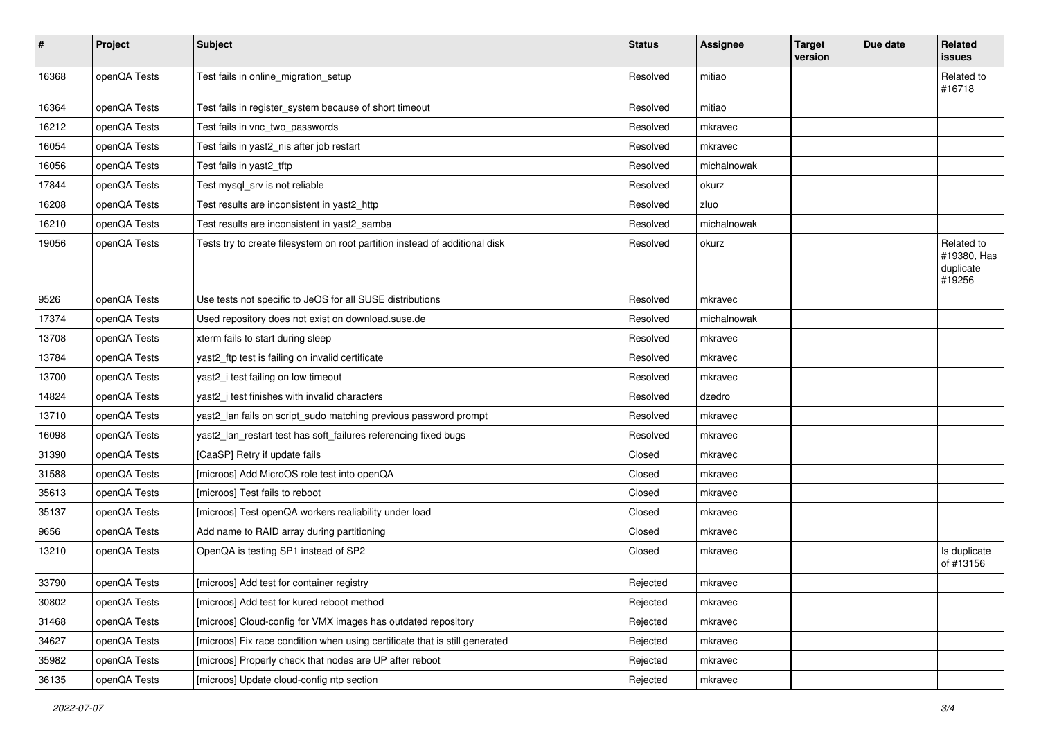| # | Project | Subject | Status | Assignee | Target version | Due date | Related issues |
|---|---|---|---|---|---|---|---|
| 16368 | openQA Tests | Test fails in online_migration_setup | Resolved | mitiao | | | Related to #16718 |
| 16364 | openQA Tests | Test fails in register_system because of short timeout | Resolved | mitiao | | | |
| 16212 | openQA Tests | Test fails in vnc_two_passwords | Resolved | mkravec | | | |
| 16054 | openQA Tests | Test fails in yast2_nis after job restart | Resolved | mkravec | | | |
| 16056 | openQA Tests | Test fails in yast2_tftp | Resolved | michalnowak | | | |
| 17844 | openQA Tests | Test mysql_srv is not reliable | Resolved | okurz | | | |
| 16208 | openQA Tests | Test results are inconsistent in yast2_http | Resolved | zluo | | | |
| 16210 | openQA Tests | Test results are inconsistent in yast2_samba | Resolved | michalnowak | | | |
| 19056 | openQA Tests | Tests try to create filesystem on root partition instead of additional disk | Resolved | okurz | | | Related to #19380, Has duplicate #19256 |
| 9526 | openQA Tests | Use tests not specific to JeOS for all SUSE distributions | Resolved | mkravec | | | |
| 17374 | openQA Tests | Used repository does not exist on download.suse.de | Resolved | michalnowak | | | |
| 13708 | openQA Tests | xterm fails to start during sleep | Resolved | mkravec | | | |
| 13784 | openQA Tests | yast2_ftp test is failing on invalid certificate | Resolved | mkravec | | | |
| 13700 | openQA Tests | yast2_i test failing on low timeout | Resolved | mkravec | | | |
| 14824 | openQA Tests | yast2_i test finishes with invalid characters | Resolved | dzedro | | | |
| 13710 | openQA Tests | yast2_lan fails on script_sudo matching previous password prompt | Resolved | mkravec | | | |
| 16098 | openQA Tests | yast2_lan_restart test has soft_failures referencing fixed bugs | Resolved | mkravec | | | |
| 31390 | openQA Tests | [CaaSP] Retry if update fails | Closed | mkravec | | | |
| 31588 | openQA Tests | [microos] Add MicroOS role test into openQA | Closed | mkravec | | | |
| 35613 | openQA Tests | [microos] Test fails to reboot | Closed | mkravec | | | |
| 35137 | openQA Tests | [microos] Test openQA workers realiability under load | Closed | mkravec | | | |
| 9656 | openQA Tests | Add name to RAID array during partitioning | Closed | mkravec | | | |
| 13210 | openQA Tests | OpenQA is testing SP1 instead of SP2 | Closed | mkravec | | | Is duplicate of #13156 |
| 33790 | openQA Tests | [microos] Add test for container registry | Rejected | mkravec | | | |
| 30802 | openQA Tests | [microos] Add test for kured reboot method | Rejected | mkravec | | | |
| 31468 | openQA Tests | [microos] Cloud-config for VMX images has outdated repository | Rejected | mkravec | | | |
| 34627 | openQA Tests | [microos] Fix race condition when using certificate that is still generated | Rejected | mkravec | | | |
| 35982 | openQA Tests | [microos] Properly check that nodes are UP after reboot | Rejected | mkravec | | | |
| 36135 | openQA Tests | [microos] Update cloud-config ntp section | Rejected | mkravec | | | |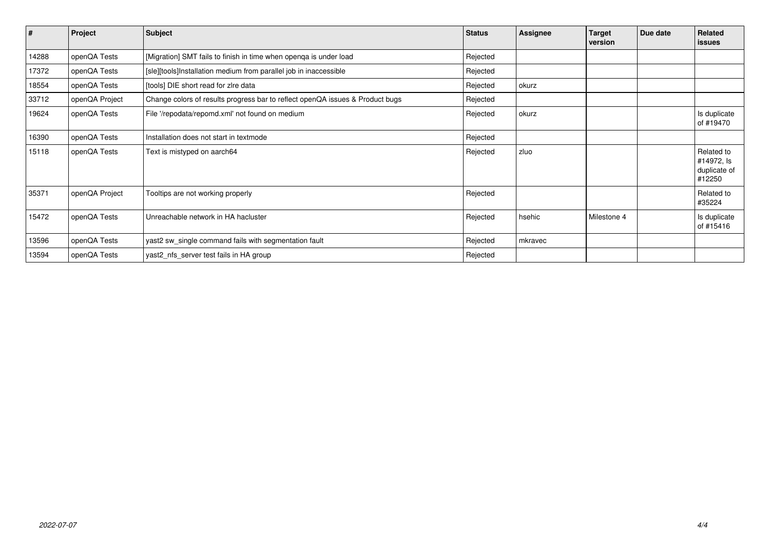| # | Project | Subject | Status | Assignee | Target version | Due date | Related issues |
|---|---|---|---|---|---|---|---|
| 14288 | openQA Tests | [Migration] SMT fails to finish in time when openqa is under load | Rejected | | | | |
| 17372 | openQA Tests | [sle][tools]Installation medium from parallel job in inaccessible | Rejected | | | | |
| 18554 | openQA Tests | [tools] DIE short read for zlre data | Rejected | okurz | | | |
| 33712 | openQA Project | Change colors of results progress bar to reflect openQA issues & Product bugs | Rejected | | | | |
| 19624 | openQA Tests | File '/repodata/repomd.xml' not found on medium | Rejected | okurz | | | Is duplicate of #19470 |
| 16390 | openQA Tests | Installation does not start in textmode | Rejected | | | | |
| 15118 | openQA Tests | Text is mistyped on aarch64 | Rejected | zluo | | | Related to #14972, Is duplicate of #12250 |
| 35371 | openQA Project | Tooltips are not working properly | Rejected | | | | Related to #35224 |
| 15472 | openQA Tests | Unreachable network in HA hacluster | Rejected | hsehic | Milestone 4 | | Is duplicate of #15416 |
| 13596 | openQA Tests | yast2 sw_single command fails with segmentation fault | Rejected | mkravec | | | |
| 13594 | openQA Tests | yast2_nfs_server test fails in HA group | Rejected | | | | |

*2022-07-07*